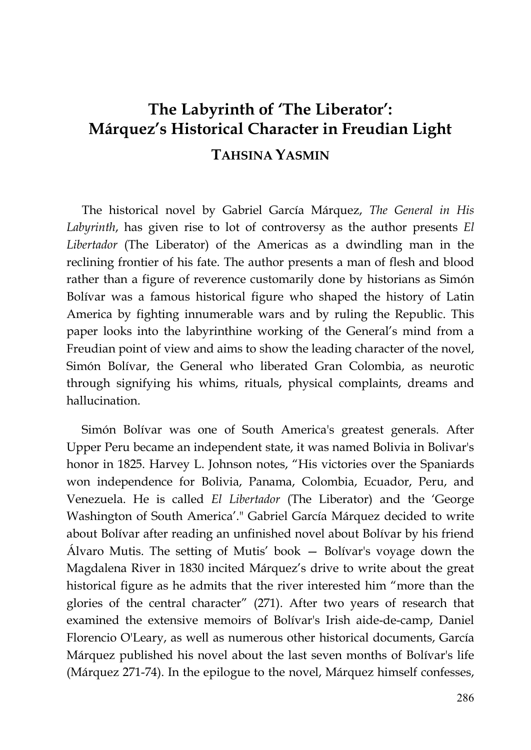# The Labyrinth of 'The Liberator': Márquez's Historical Character in Freudian Light

**TAHSINA YASMIN**

The historical novel by Gabriel García Márquez, *The General in His Labyrinth*, has given rise to lot of controversy as the author presents *El Libertador* (The Liberator) of the Americas as a dwindling man in the reclining frontier of his fate. The author presents a man of flesh and blood rather than a figure of reverence customarily done by historians as Simón Bolívar was a famous historical figure who shaped the history of Latin America by fighting innumerable wars and by ruling the Republic. This paper looks into the labyrinthine working of the General's mind from a Freudian point of view and aims to show the leading character of the novel, Simón Bolívar, the General who liberated Gran Colombia, as neurotic through signifying his whims, rituals, physical complaints, dreams and hallucination.

Simón Bolívar was one of South America's greatest generals. After Upper Peru became an independent state, it was named Bolivia in Bolivar's honor in 1825. Harvey L. Johnson notes, "His victories over the Spaniards won independence for Bolivia, Panama, Colombia, Ecuador, Peru, and Venezuela. He is called *El Libertador* (The Liberator) and the 'George Washington of South America'." Gabriel García Márquez decided to write about Bolívar after reading an unfinished novel about Bolívar by his friend Álvaro Mutis. The setting of Mutis' book — Bolívar's voyage down the Magdalena River in 1830 incited Márquez's drive to write about the great historical figure as he admits that the river interested him "more than the glories of the central character" (271). After two years of research that examined the extensive memoirs of Bolívar's Irish aide-de-camp, Daniel Florencio O'Leary, as well as numerous other historical documents, García Márquez published his novel about the last seven months of Bolívar's life (Márquez 271-74). In the epilogue to the novel, Márquez himself confesses,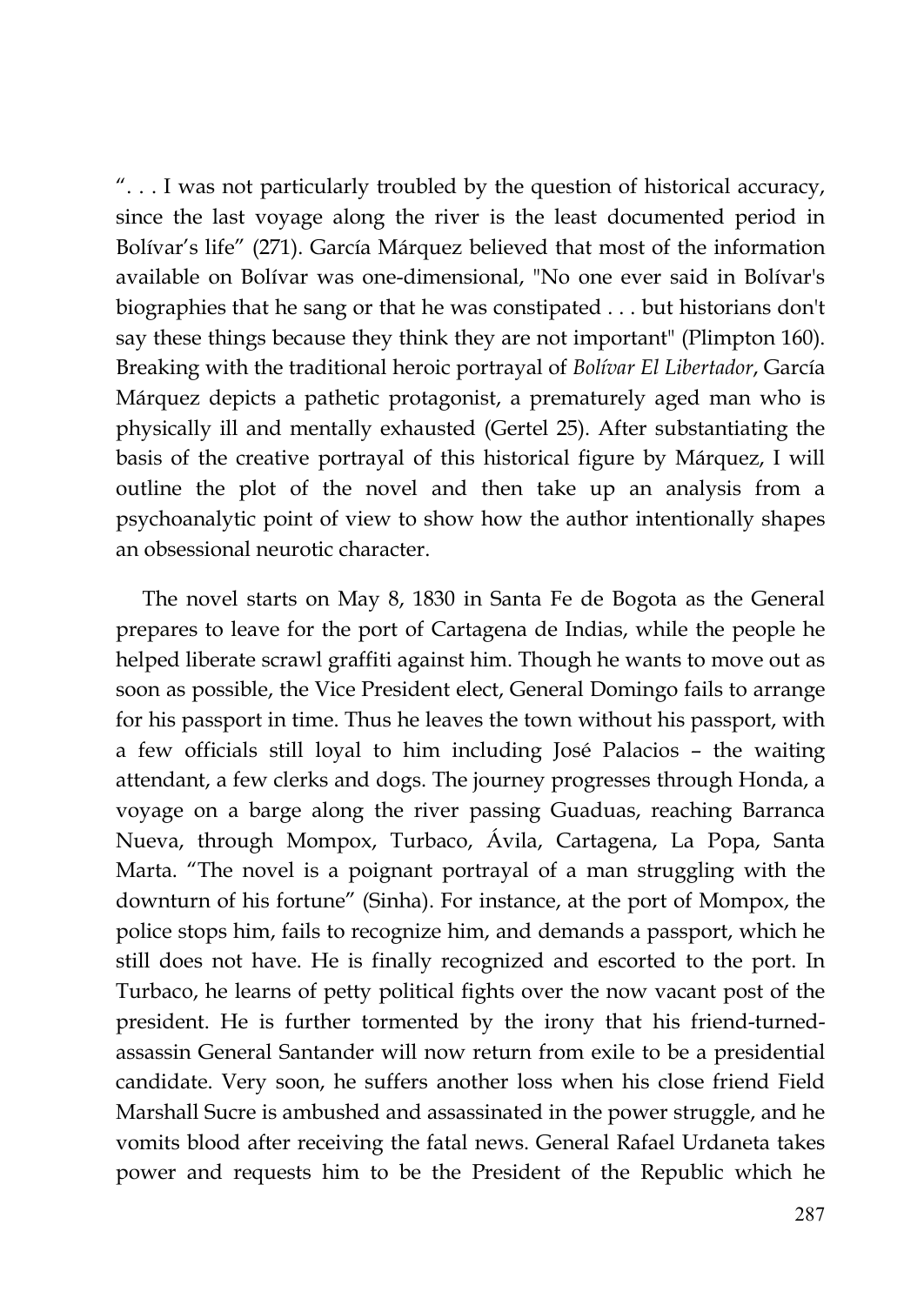". . . I was not particularly troubled by the question of historical accuracy, since the last voyage along the river is the least documented period in Bolívar's life" (271). García Márquez believed that most of the information available on Bolívar was one-dimensional, "No one ever said in Bolívar's biographies that he sang or that he was constipated . . . but historians don't say these things because they think they are not important" (Plimpton 160). Breaking with the traditional heroic portrayal of *Bolívar El Libertador*, García Márquez depicts a pathetic protagonist, a prematurely aged man who is physically ill and mentally exhausted (Gertel 25). After substantiating the basis of the creative portrayal of this historical figure by Márquez, I will outline the plot of the novel and then take up an analysis from a psychoanalytic point of view to show how the author intentionally shapes an obsessional neurotic character.

The novel starts on May 8, 1830 in Santa Fe de Bogota as the General prepares to leave for the port of Cartagena de Indias, while the people he helped liberate scrawl graffiti against him. Though he wants to move out as soon as possible, the Vice President elect, General Domingo fails to arrange for his passport in time. Thus he leaves the town without his passport, with a few officials still loyal to him including José Palacios – the waiting attendant, a few clerks and dogs. The journey progresses through Honda, a voyage on a barge along the river passing Guaduas, reaching Barranca Nueva, through Mompox, Turbaco, Ávila, Cartagena, La Popa, Santa Marta. "The novel is a poignant portrayal of a man struggling with the downturn of his fortune" (Sinha). For instance, at the port of Mompox, the police stops him, fails to recognize him, and demands a passport, which he still does not have. He is finally recognized and escorted to the port. In Turbaco, he learns of petty political fights over the now vacant post of the president. He is further tormented by the irony that his friend-turned-assassin General Santander will now return from exile to be a presidential candidate. Very soon, he suffers another loss when his close friend Field Marshall Sucre is ambushed and assassinated in the power struggle, and he vomits blood after receiving the fatal news. General Rafael Urdaneta takes power and requests him to be the President of the Republic which he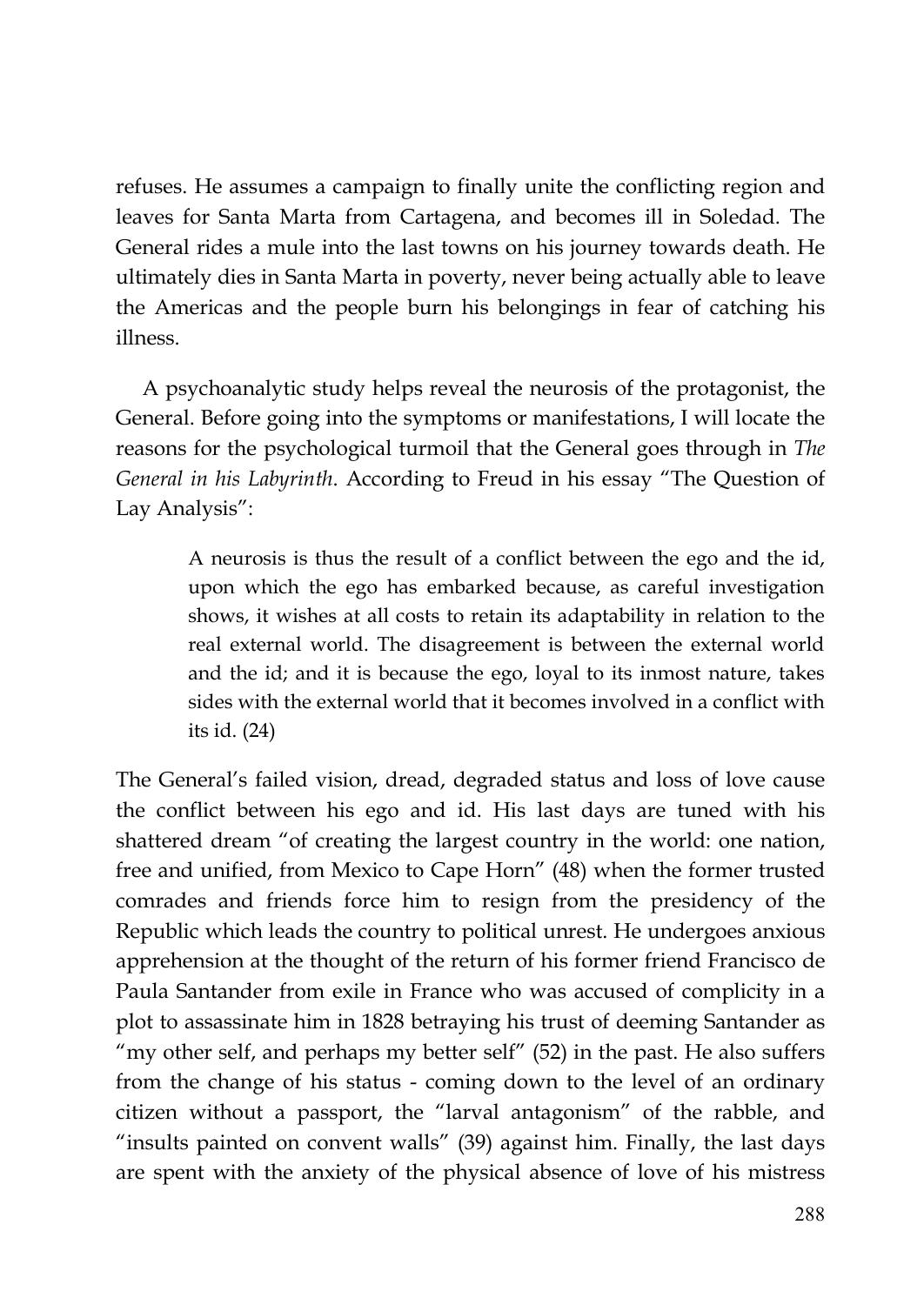refuses. He assumes a campaign to finally unite the conflicting region and leaves for Santa Marta from Cartagena, and becomes ill in Soledad. The General rides a mule into the last towns on his journey towards death. He ultimately dies in Santa Marta in poverty, never being actually able to leave the Americas and the people burn his belongings in fear of catching his illness.

A psychoanalytic study helps reveal the neurosis of the protagonist, the General. Before going into the symptoms or manifestations, I will locate the reasons for the psychological turmoil that the General goes through in *The General in his Labyrinth*. According to Freud in his essay "The Question of Lay Analysis":

> A neurosis is thus the result of a conflict between the ego and the id, upon which the ego has embarked because, as careful investigation shows, it wishes at all costs to retain its adaptability in relation to the real external world. The disagreement is between the external world and the id; and it is because the ego, loyal to its inmost nature, takes sides with the external world that it becomes involved in a conflict with its id. (24)

The General's failed vision, dread, degraded status and loss of love cause the conflict between his ego and id. His last days are tuned with his shattered dream "of creating the largest country in the world: one nation, free and unified, from Mexico to Cape Horn" (48) when the former trusted comrades and friends force him to resign from the presidency of the Republic which leads the country to political unrest. He undergoes anxious apprehension at the thought of the return of his former friend Francisco de Paula Santander from exile in France who was accused of complicity in a plot to assassinate him in 1828 betraying his trust of deeming Santander as "my other self, and perhaps my better self" (52) in the past. He also suffers from the change of his status - coming down to the level of an ordinary citizen without a passport, the "larval antagonism" of the rabble, and "insults painted on convent walls" (39) against him. Finally, the last days are spent with the anxiety of the physical absence of love of his mistress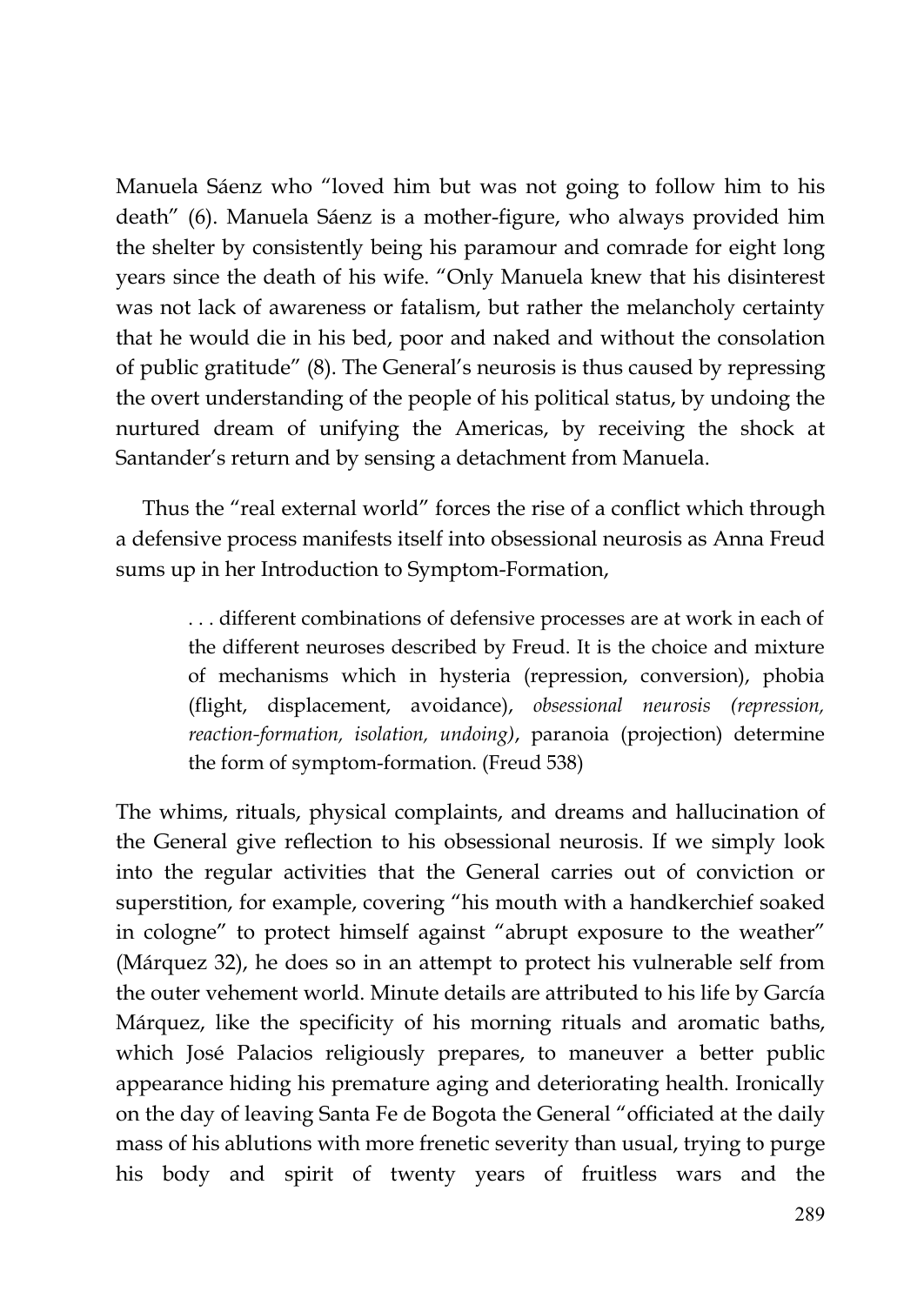Manuela Sáenz who "loved him but was not going to follow him to his death" (6). Manuela Sáenz is a mother-figure, who always provided him the shelter by consistently being his paramour and comrade for eight long years since the death of his wife. "Only Manuela knew that his disinterest was not lack of awareness or fatalism, but rather the melancholy certainty that he would die in his bed, poor and naked and without the consolation of public gratitude" (8). The General's neurosis is thus caused by repressing the overt understanding of the people of his political status, by undoing the nurtured dream of unifying the Americas, by receiving the shock at Santander's return and by sensing a detachment from Manuela.

Thus the "real external world" forces the rise of a conflict which through a defensive process manifests itself into obsessional neurosis as Anna Freud sums up in her Introduction to Symptom-Formation,

> . . . different combinations of defensive processes are at work in each of the different neuroses described by Freud. It is the choice and mixture of mechanisms which in hysteria (repression, conversion), phobia (flight, displacement, avoidance), *obsessional neurosis (repression, reaction-formation, isolation, undoing)*, paranoia (projection) determine the form of symptom-formation. (Freud 538)

The whims, rituals, physical complaints, and dreams and hallucination of the General give reflection to his obsessional neurosis. If we simply look into the regular activities that the General carries out of conviction or superstition, for example, covering "his mouth with a handkerchief soaked in cologne" to protect himself against "abrupt exposure to the weather" (Márquez 32), he does so in an attempt to protect his vulnerable self from the outer vehement world. Minute details are attributed to his life by García Márquez, like the specificity of his morning rituals and aromatic baths, which José Palacios religiously prepares, to maneuver a better public appearance hiding his premature aging and deteriorating health. Ironically on the day of leaving Santa Fe de Bogota the General "officiated at the daily mass of his ablutions with more frenetic severity than usual, trying to purge his body and spirit of twenty years of fruitless wars and the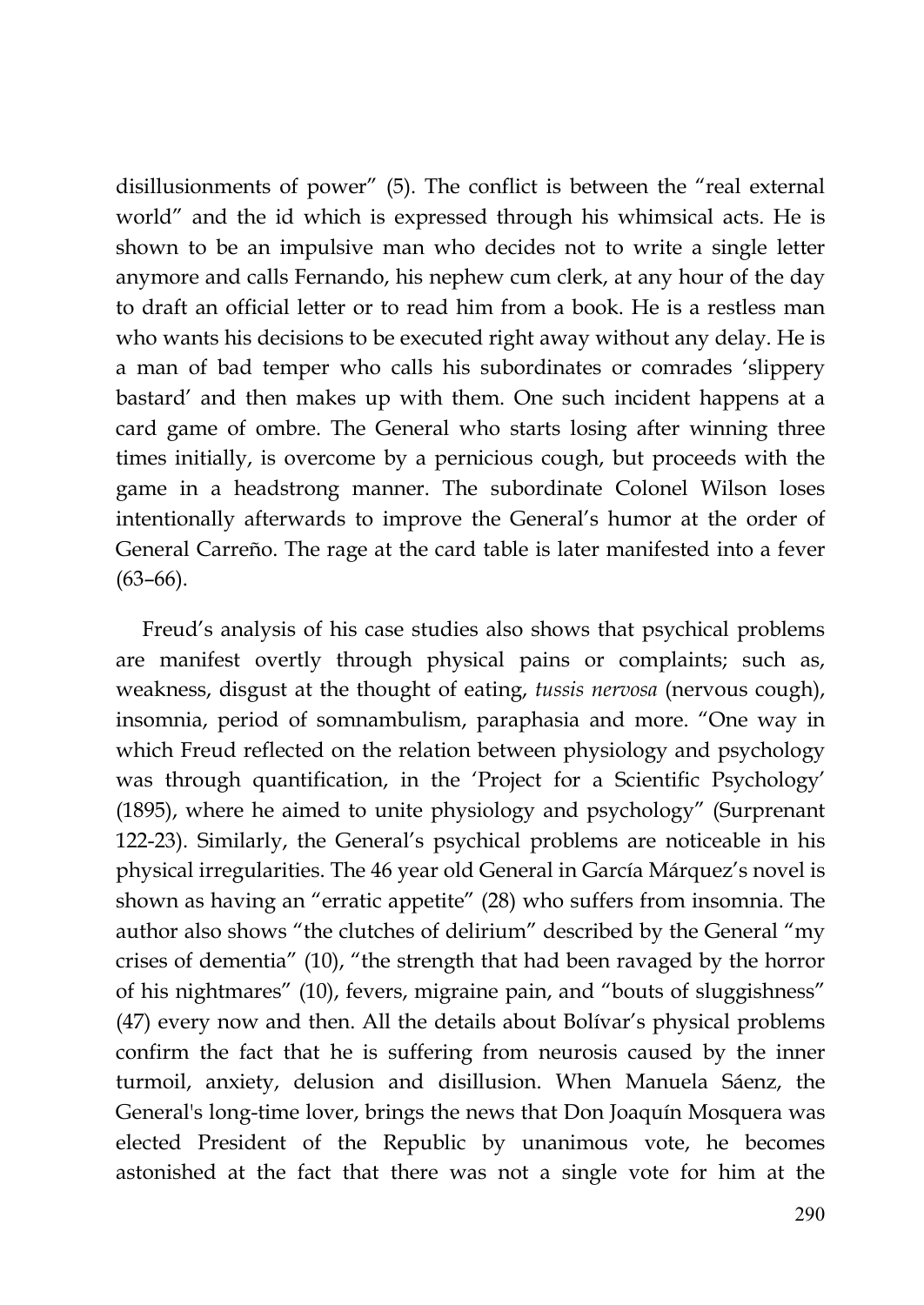disillusionments of power" (5). The conflict is between the "real external world" and the id which is expressed through his whimsical acts. He is shown to be an impulsive man who decides not to write a single letter anymore and calls Fernando, his nephew cum clerk, at any hour of the day to draft an official letter or to read him from a book. He is a restless man who wants his decisions to be executed right away without any delay. He is a man of bad temper who calls his subordinates or comrades 'slippery bastard' and then makes up with them. One such incident happens at a card game of ombre. The General who starts losing after winning three times initially, is overcome by a pernicious cough, but proceeds with the game in a headstrong manner. The subordinate Colonel Wilson loses intentionally afterwards to improve the General's humor at the order of General Carreño. The rage at the card table is later manifested into a fever (63–66).

Freud's analysis of his case studies also shows that psychical problems are manifest overtly through physical pains or complaints; such as, weakness, disgust at the thought of eating, *tussis nervosa* (nervous cough), insomnia, period of somnambulism, paraphasia and more. "One way in which Freud reflected on the relation between physiology and psychology was through quantification, in the 'Project for a Scientific Psychology' (1895), where he aimed to unite physiology and psychology" (Surprenant 122-23). Similarly, the General's psychical problems are noticeable in his physical irregularities. The 46 year old General in García Márquez's novel is shown as having an "erratic appetite" (28) who suffers from insomnia. The author also shows "the clutches of delirium" described by the General "my crises of dementia" (10), "the strength that had been ravaged by the horror of his nightmares" (10), fevers, migraine pain, and "bouts of sluggishness" (47) every now and then. All the details about Bolívar's physical problems confirm the fact that he is suffering from neurosis caused by the inner turmoil, anxiety, delusion and disillusion. When Manuela Sáenz, the General's long-time lover, brings the news that Don Joaquín Mosquera was elected President of the Republic by unanimous vote, he becomes astonished at the fact that there was not a single vote for him at the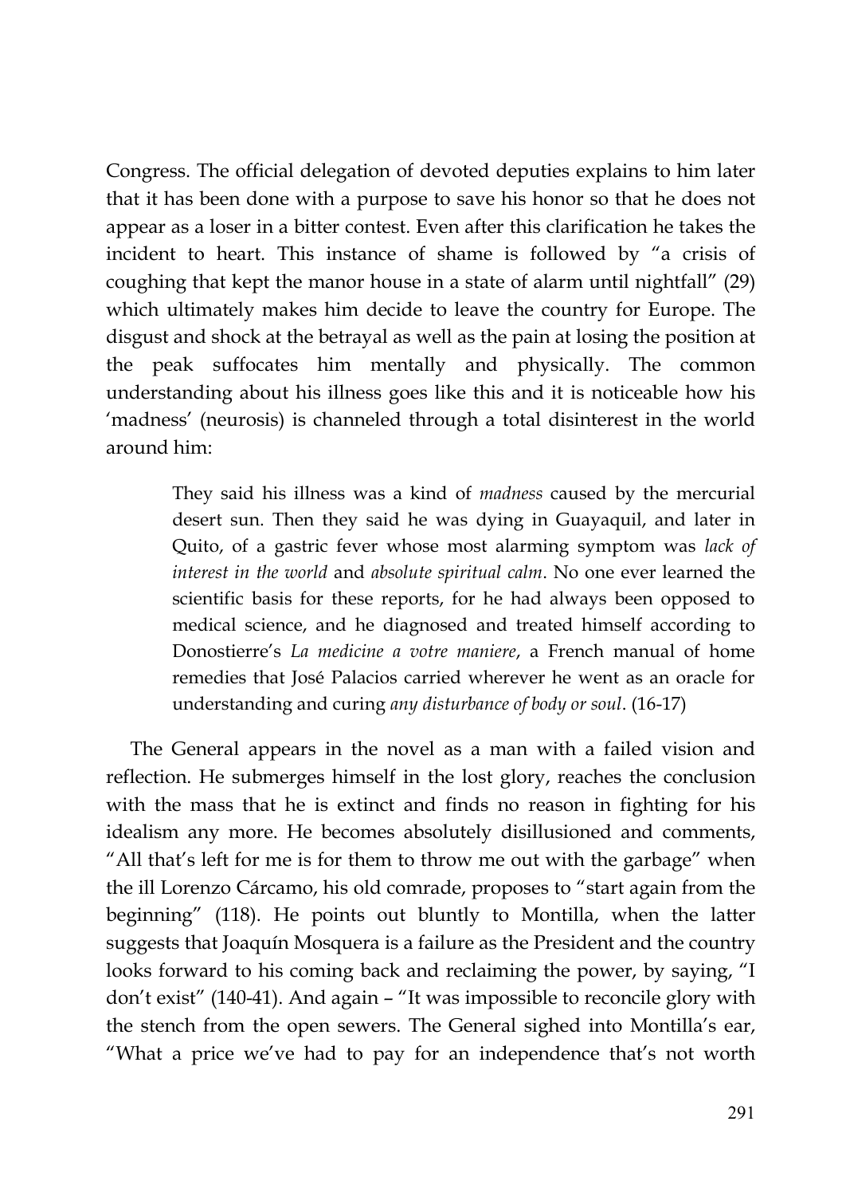Congress. The official delegation of devoted deputies explains to him later that it has been done with a purpose to save his honor so that he does not appear as a loser in a bitter contest. Even after this clarification he takes the incident to heart. This instance of shame is followed by "a crisis of coughing that kept the manor house in a state of alarm until nightfall" (29) which ultimately makes him decide to leave the country for Europe. The disgust and shock at the betrayal as well as the pain at losing the position at the peak suffocates him mentally and physically. The common understanding about his illness goes like this and it is noticeable how his 'madness' (neurosis) is channeled through a total disinterest in the world around him:

> They said his illness was a kind of *madness* caused by the mercurial desert sun. Then they said he was dying in Guayaquil, and later in Quito, of a gastric fever whose most alarming symptom was *lack of interest in the world* and *absolute spiritual calm*. No one ever learned the scientific basis for these reports, for he had always been opposed to medical science, and he diagnosed and treated himself according to Donostierre's *La medicine a votre maniere*, a French manual of home remedies that José Palacios carried wherever he went as an oracle for understanding and curing *any disturbance of body or soul*. (16-17)

The General appears in the novel as a man with a failed vision and reflection. He submerges himself in the lost glory, reaches the conclusion with the mass that he is extinct and finds no reason in fighting for his idealism any more. He becomes absolutely disillusioned and comments, "All that's left for me is for them to throw me out with the garbage" when the ill Lorenzo Cárcamo, his old comrade, proposes to "start again from the beginning" (118). He points out bluntly to Montilla, when the latter suggests that Joaquín Mosquera is a failure as the President and the country looks forward to his coming back and reclaiming the power, by saying, "I don't exist" (140-41). And again – "It was impossible to reconcile glory with the stench from the open sewers. The General sighed into Montilla's ear, "What a price we've had to pay for an independence that's not worth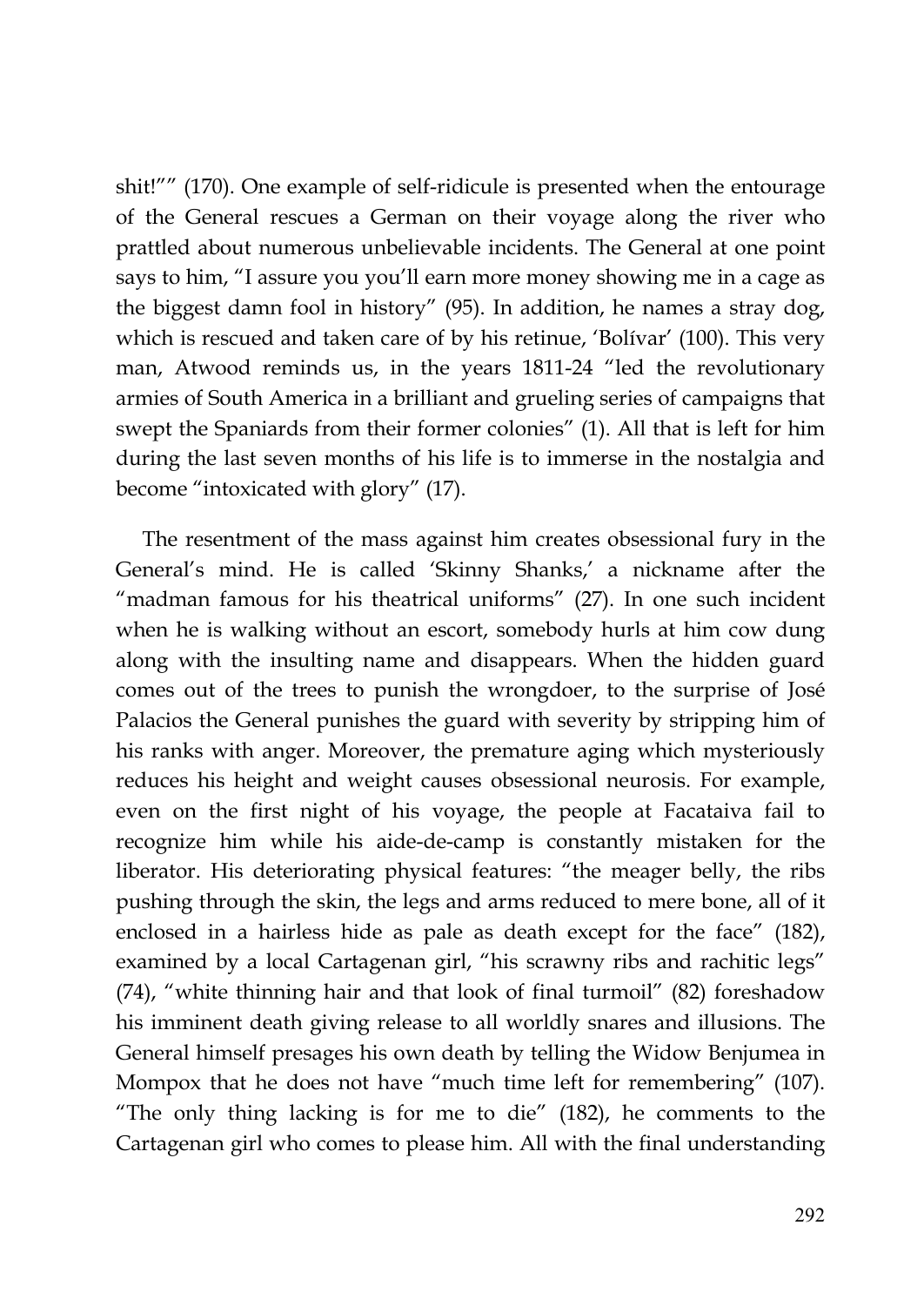shit!"" (170). One example of self-ridicule is presented when the entourage of the General rescues a German on their voyage along the river who prattled about numerous unbelievable incidents. The General at one point says to him, "I assure you you'll earn more money showing me in a cage as the biggest damn fool in history" (95). In addition, he names a stray dog, which is rescued and taken care of by his retinue, 'Bolívar' (100). This very man, Atwood reminds us, in the years 1811-24 "led the revolutionary armies of South America in a brilliant and grueling series of campaigns that swept the Spaniards from their former colonies" (1). All that is left for him during the last seven months of his life is to immerse in the nostalgia and become "intoxicated with glory" (17).

The resentment of the mass against him creates obsessional fury in the General's mind. He is called 'Skinny Shanks,' a nickname after the "madman famous for his theatrical uniforms" (27). In one such incident when he is walking without an escort, somebody hurls at him cow dung along with the insulting name and disappears. When the hidden guard comes out of the trees to punish the wrongdoer, to the surprise of José Palacios the General punishes the guard with severity by stripping him of his ranks with anger. Moreover, the premature aging which mysteriously reduces his height and weight causes obsessional neurosis. For example, even on the first night of his voyage, the people at Facataiva fail to recognize him while his aide-de-camp is constantly mistaken for the liberator. His deteriorating physical features: "the meager belly, the ribs pushing through the skin, the legs and arms reduced to mere bone, all of it enclosed in a hairless hide as pale as death except for the face" (182), examined by a local Cartagenan girl, "his scrawny ribs and rachitic legs" (74), "white thinning hair and that look of final turmoil" (82) foreshadow his imminent death giving release to all worldly snares and illusions. The General himself presages his own death by telling the Widow Benjumea in Mompox that he does not have "much time left for remembering" (107). "The only thing lacking is for me to die" (182), he comments to the Cartagenan girl who comes to please him. All with the final understanding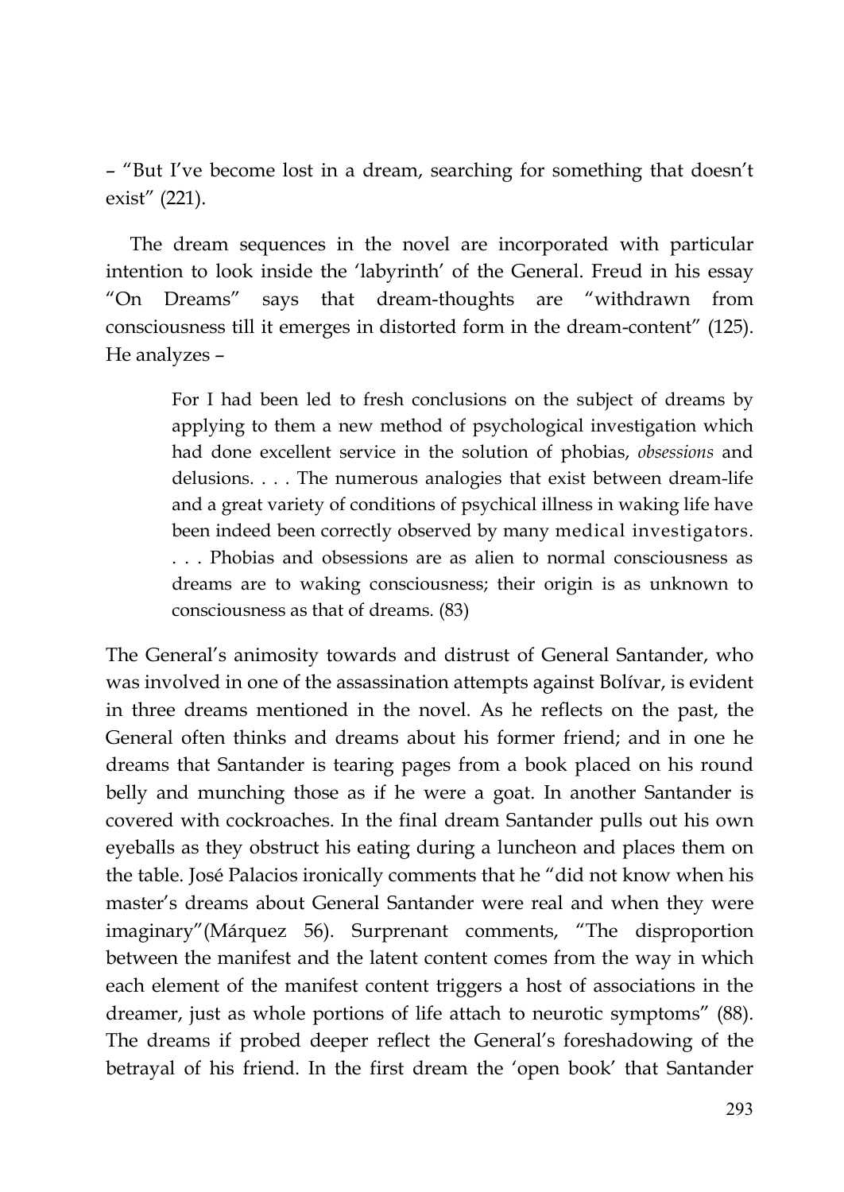– "But I've become lost in a dream, searching for something that doesn't exist" (221).

The dream sequences in the novel are incorporated with particular intention to look inside the 'labyrinth' of the General. Freud in his essay "On Dreams" says that dream-thoughts are "withdrawn from consciousness till it emerges in distorted form in the dream-content" (125). He analyzes –

> For I had been led to fresh conclusions on the subject of dreams by applying to them a new method of psychological investigation which had done excellent service in the solution of phobias, *obsessions* and delusions. . . . The numerous analogies that exist between dream-life and a great variety of conditions of psychical illness in waking life have been indeed been correctly observed by many medical investigators. . . . Phobias and obsessions are as alien to normal consciousness as dreams are to waking consciousness; their origin is as unknown to consciousness as that of dreams. (83)

The General's animosity towards and distrust of General Santander, who was involved in one of the assassination attempts against Bolívar, is evident in three dreams mentioned in the novel. As he reflects on the past, the General often thinks and dreams about his former friend; and in one he dreams that Santander is tearing pages from a book placed on his round belly and munching those as if he were a goat. In another Santander is covered with cockroaches. In the final dream Santander pulls out his own eyeballs as they obstruct his eating during a luncheon and places them on the table. José Palacios ironically comments that he "did not know when his master's dreams about General Santander were real and when they were imaginary"(Márquez 56). Surprenant comments, "The disproportion between the manifest and the latent content comes from the way in which each element of the manifest content triggers a host of associations in the dreamer, just as whole portions of life attach to neurotic symptoms" (88). The dreams if probed deeper reflect the General's foreshadowing of the betrayal of his friend. In the first dream the 'open book' that Santander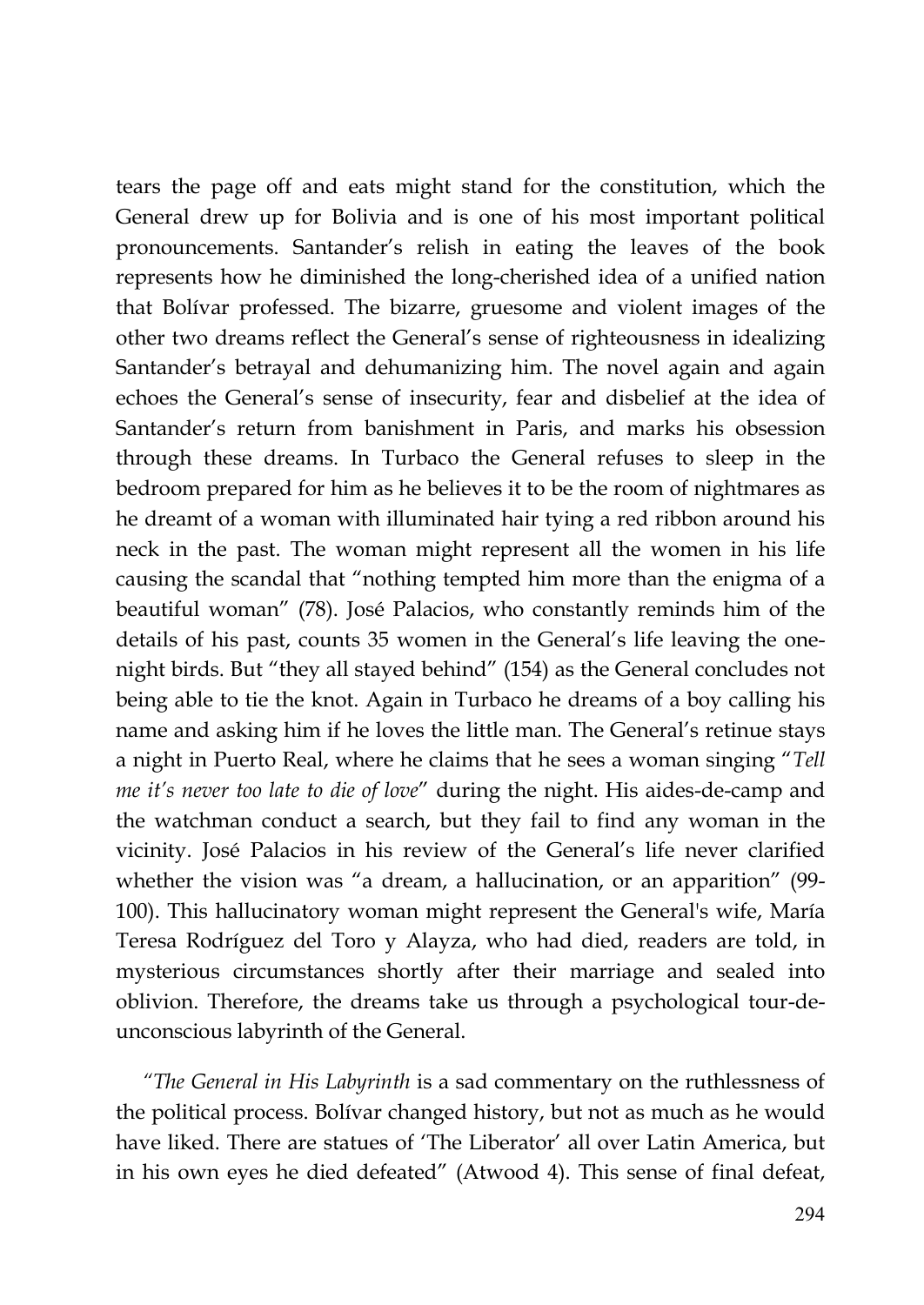tears the page off and eats might stand for the constitution, which the General drew up for Bolivia and is one of his most important political pronouncements. Santander's relish in eating the leaves of the book represents how he diminished the long-cherished idea of a unified nation that Bolívar professed. The bizarre, gruesome and violent images of the other two dreams reflect the General's sense of righteousness in idealizing Santander's betrayal and dehumanizing him. The novel again and again echoes the General's sense of insecurity, fear and disbelief at the idea of Santander's return from banishment in Paris, and marks his obsession through these dreams. In Turbaco the General refuses to sleep in the bedroom prepared for him as he believes it to be the room of nightmares as he dreamt of a woman with illuminated hair tying a red ribbon around his neck in the past. The woman might represent all the women in his life causing the scandal that "nothing tempted him more than the enigma of a beautiful woman" (78). José Palacios, who constantly reminds him of the details of his past, counts 35 women in the General's life leaving the one-night birds. But "they all stayed behind" (154) as the General concludes not being able to tie the knot. Again in Turbaco he dreams of a boy calling his name and asking him if he loves the little man. The General's retinue stays a night in Puerto Real, where he claims that he sees a woman singing "*Tell me it's never too late to die of love*" during the night. His aides-de-camp and the watchman conduct a search, but they fail to find any woman in the vicinity. José Palacios in his review of the General's life never clarified whether the vision was "a dream, a hallucination, or an apparition" (99-100). This hallucinatory woman might represent the General's wife, María Teresa Rodríguez del Toro y Alayza, who had died, readers are told, in mysterious circumstances shortly after their marriage and sealed into oblivion. Therefore, the dreams take us through a psychological tour-de-unconscious labyrinth of the General.

"*The General in His Labyrinth* is a sad commentary on the ruthlessness of the political process. Bolívar changed history, but not as much as he would have liked. There are statues of 'The Liberator' all over Latin America, but in his own eyes he died defeated" (Atwood 4). This sense of final defeat,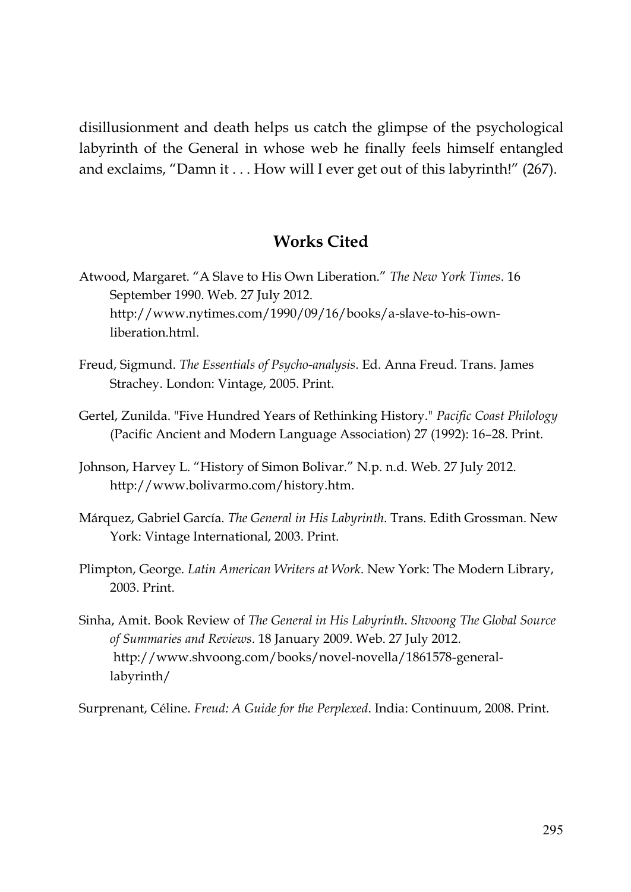disillusionment and death helps us catch the glimpse of the psychological labyrinth of the General in whose web he finally feels himself entangled and exclaims, "Damn it . . . How will I ever get out of this labyrinth!" (267).

## Works Cited

Atwood, Margaret. "A Slave to His Own Liberation." *The New York Times*. 16 September 1990. Web. 27 July 2012. http://www.nytimes.com/1990/09/16/books/a-slave-to-his-own-liberation.html.

Freud, Sigmund. *The Essentials of Psycho-analysis*. Ed. Anna Freud. Trans. James Strachey. London: Vintage, 2005. Print.

Gertel, Zunilda. "Five Hundred Years of Rethinking History." *Pacific Coast Philology* (Pacific Ancient and Modern Language Association) 27 (1992): 16–28. Print.

Johnson, Harvey L. "History of Simon Bolivar." N.p. n.d. Web. 27 July 2012. http://www.bolivarmo.com/history.htm.

Márquez, Gabriel García. *The General in His Labyrinth*. Trans. Edith Grossman. New York: Vintage International, 2003. Print.

Plimpton, George. *Latin American Writers at Work*. New York: The Modern Library, 2003. Print.

Sinha, Amit. Book Review of *The General in His Labyrinth*. *Shvoong The Global Source of Summaries and Reviews*. 18 January 2009. Web. 27 July 2012. http://www.shvoong.com/books/novel-novella/1861578-general-labyrinth/

Surprenant, Céline. *Freud: A Guide for the Perplexed*. India: Continuum, 2008. Print.